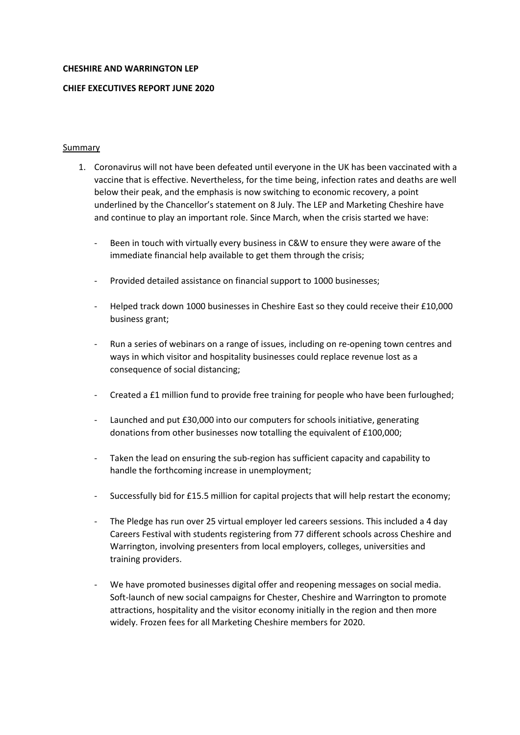**CHESHIRE AND WARRINGTON LEP**

**CHIEF EXECUTIVES REPORT JUNE 2020**

Summary

1. Coronavirus will not have been defeated until everyone in the UK has been vaccinated with a vaccine that is effective. Nevertheless, for the time being, infection rates and deaths are well below their peak, and the emphasis is now switching to economic recovery, a point underlined by the Chancellor's statement on 8 July. The LEP and Marketing Cheshire have and continue to play an important role. Since March, when the crisis started we have:

   - Been in touch with virtually every business in C&W to ensure they were aware of the immediate financial help available to get them through the crisis;
   - Provided detailed assistance on financial support to 1000 businesses;
   - Helped track down 1000 businesses in Cheshire East so they could receive their £10,000 business grant;
   - Run a series of webinars on a range of issues, including on re-opening town centres and ways in which visitor and hospitality businesses could replace revenue lost as a consequence of social distancing;
   - Created a £1 million fund to provide free training for people who have been furloughed;
   - Launched and put £30,000 into our computers for schools initiative, generating donations from other businesses now totalling the equivalent of £100,000;
   - Taken the lead on ensuring the sub-region has sufficient capacity and capability to handle the forthcoming increase in unemployment;
   - Successfully bid for £15.5 million for capital projects that will help restart the economy;
   - The Pledge has run over 25 virtual employer led careers sessions. This included a 4 day Careers Festival with students registering from 77 different schools across Cheshire and Warrington, involving presenters from local employers, colleges, universities and training providers.
   - We have promoted businesses digital offer and reopening messages on social media. Soft-launch of new social campaigns for Chester, Cheshire and Warrington to promote attractions, hospitality and the visitor economy initially in the region and then more widely. Frozen fees for all Marketing Cheshire members for 2020.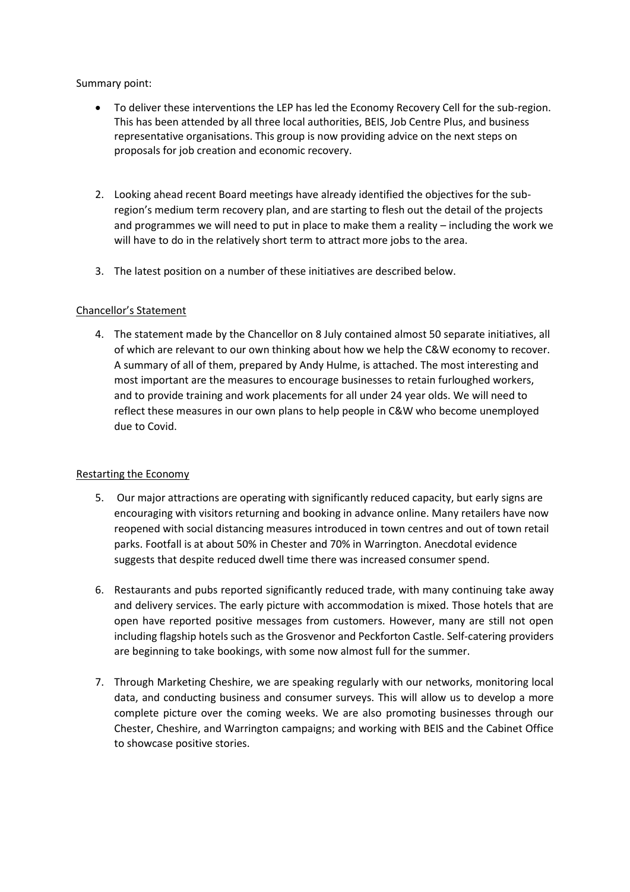Summary point:

- To deliver these interventions the LEP has led the Economy Recovery Cell for the sub-region. This has been attended by all three local authorities, BEIS, Job Centre Plus, and business representative organisations. This group is now providing advice on the next steps on proposals for job creation and economic recovery.

2. Looking ahead recent Board meetings have already identified the objectives for the sub-region's medium term recovery plan, and are starting to flesh out the detail of the projects and programmes we will need to put in place to make them a reality – including the work we will have to do in the relatively short term to attract more jobs to the area.

3. The latest position on a number of these initiatives are described below.

Chancellor's Statement

4. The statement made by the Chancellor on 8 July contained almost 50 separate initiatives, all of which are relevant to our own thinking about how we help the C&W economy to recover. A summary of all of them, prepared by Andy Hulme, is attached. The most interesting and most important are the measures to encourage businesses to retain furloughed workers, and to provide training and work placements for all under 24 year olds. We will need to reflect these measures in our own plans to help people in C&W who become unemployed due to Covid.

Restarting the Economy

5. Our major attractions are operating with significantly reduced capacity, but early signs are encouraging with visitors returning and booking in advance online. Many retailers have now reopened with social distancing measures introduced in town centres and out of town retail parks. Footfall is at about 50% in Chester and 70% in Warrington. Anecdotal evidence suggests that despite reduced dwell time there was increased consumer spend.

6. Restaurants and pubs reported significantly reduced trade, with many continuing take away and delivery services. The early picture with accommodation is mixed. Those hotels that are open have reported positive messages from customers. However, many are still not open including flagship hotels such as the Grosvenor and Peckforton Castle. Self-catering providers are beginning to take bookings, with some now almost full for the summer.

7. Through Marketing Cheshire, we are speaking regularly with our networks, monitoring local data, and conducting business and consumer surveys. This will allow us to develop a more complete picture over the coming weeks. We are also promoting businesses through our Chester, Cheshire, and Warrington campaigns; and working with BEIS and the Cabinet Office to showcase positive stories.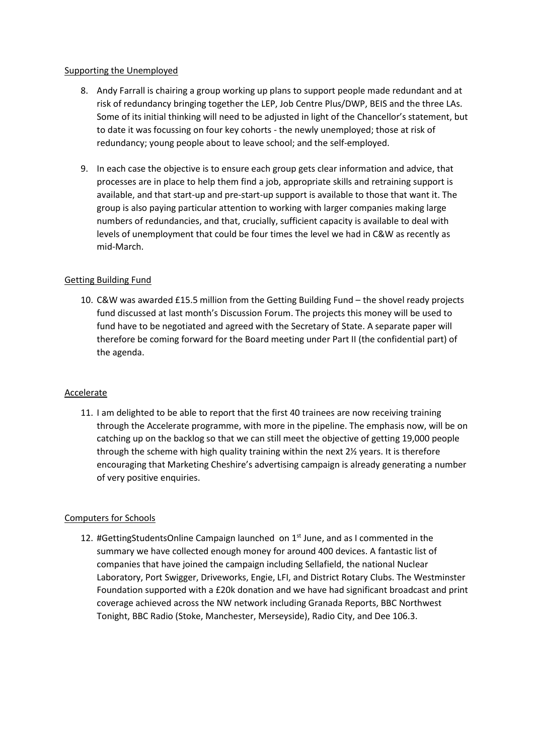Supporting the Unemployed

8. Andy Farrall is chairing a group working up plans to support people made redundant and at risk of redundancy bringing together the LEP, Job Centre Plus/DWP, BEIS and the three LAs. Some of its initial thinking will need to be adjusted in light of the Chancellor's statement, but to date it was focussing on four key cohorts - the newly unemployed; those at risk of redundancy; young people about to leave school; and the self-employed.

9. In each case the objective is to ensure each group gets clear information and advice, that processes are in place to help them find a job, appropriate skills and retraining support is available, and that start-up and pre-start-up support is available to those that want it. The group is also paying particular attention to working with larger companies making large numbers of redundancies, and that, crucially, sufficient capacity is available to deal with levels of unemployment that could be four times the level we had in C&W as recently as mid-March.

Getting Building Fund

10. C&W was awarded £15.5 million from the Getting Building Fund – the shovel ready projects fund discussed at last month's Discussion Forum. The projects this money will be used to fund have to be negotiated and agreed with the Secretary of State. A separate paper will therefore be coming forward for the Board meeting under Part II (the confidential part) of the agenda.

Accelerate

11. I am delighted to be able to report that the first 40 trainees are now receiving training through the Accelerate programme, with more in the pipeline. The emphasis now, will be on catching up on the backlog so that we can still meet the objective of getting 19,000 people through the scheme with high quality training within the next 2½ years. It is therefore encouraging that Marketing Cheshire's advertising campaign is already generating a number of very positive enquiries.

Computers for Schools

12. #GettingStudentsOnline Campaign launched on 1st June, and as I commented in the summary we have collected enough money for around 400 devices. A fantastic list of companies that have joined the campaign including Sellafield, the national Nuclear Laboratory, Port Swigger, Driveworks, Engie, LFI, and District Rotary Clubs. The Westminster Foundation supported with a £20k donation and we have had significant broadcast and print coverage achieved across the NW network including Granada Reports, BBC Northwest Tonight, BBC Radio (Stoke, Manchester, Merseyside), Radio City, and Dee 106.3.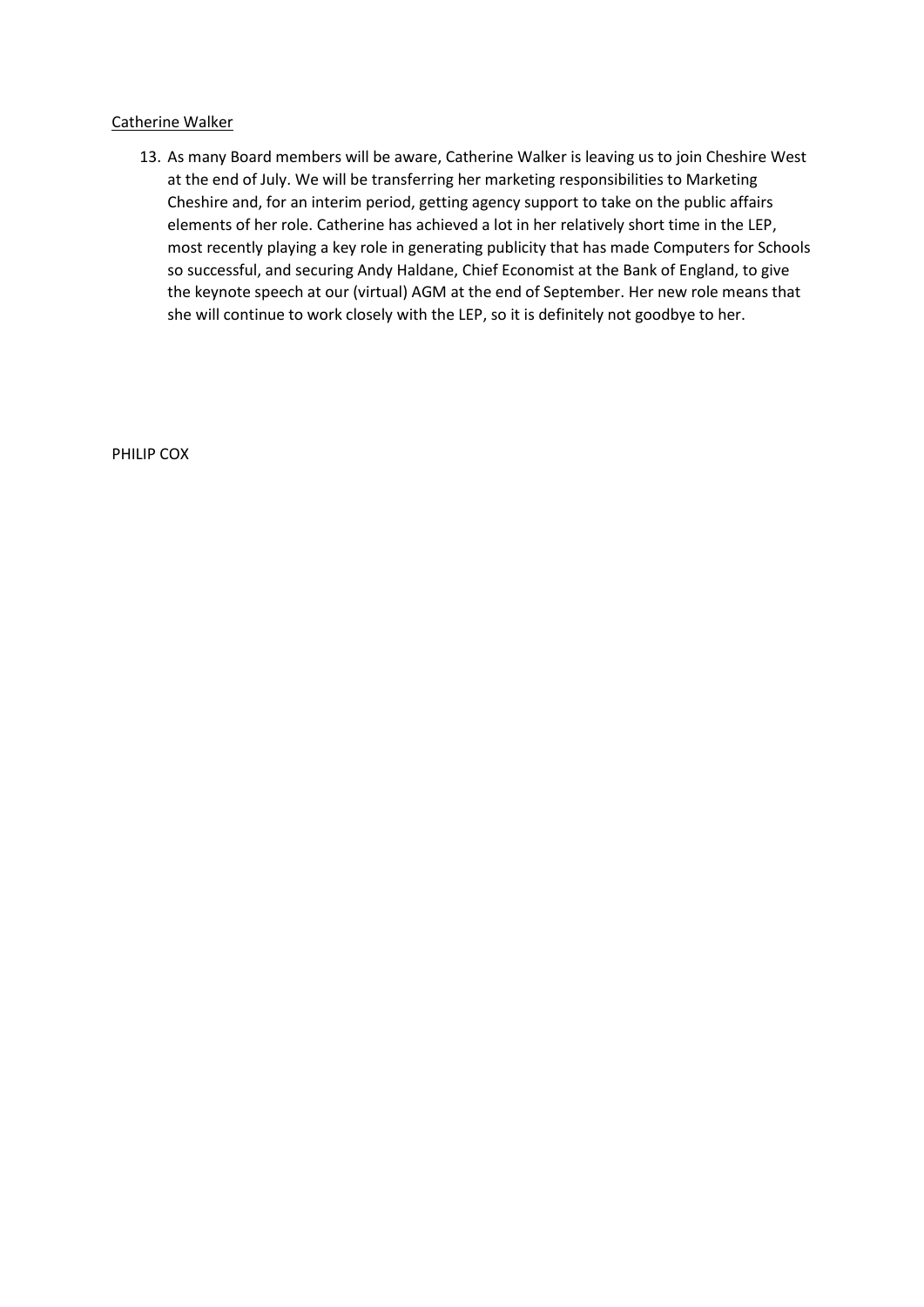<u>Catherine Walker</u>

13. As many Board members will be aware, Catherine Walker is leaving us to join Cheshire West at the end of July. We will be transferring her marketing responsibilities to Marketing Cheshire and, for an interim period, getting agency support to take on the public affairs elements of her role. Catherine has achieved a lot in her relatively short time in the LEP, most recently playing a key role in generating publicity that has made Computers for Schools so successful, and securing Andy Haldane, Chief Economist at the Bank of England, to give the keynote speech at our (virtual) AGM at the end of September. Her new role means that she will continue to work closely with the LEP, so it is definitely not goodbye to her.

PHILIP COX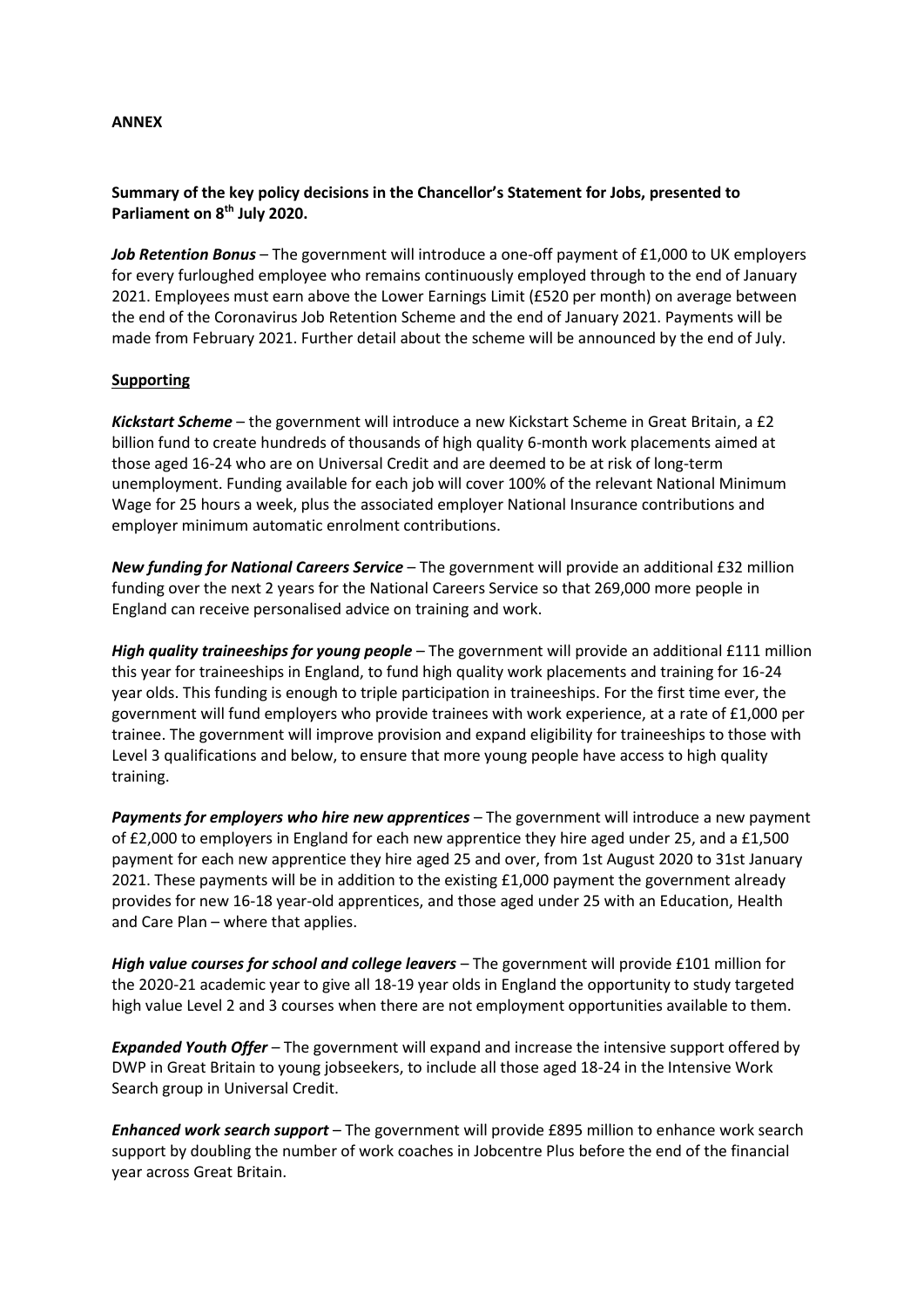**ANNEX**

**Summary of the key policy decisions in the Chancellor's Statement for Jobs, presented to Parliament on 8th July 2020.**

***Job Retention Bonus*** – The government will introduce a one-off payment of £1,000 to UK employers for every furloughed employee who remains continuously employed through to the end of January 2021. Employees must earn above the Lower Earnings Limit (£520 per month) on average between the end of the Coronavirus Job Retention Scheme and the end of January 2021. Payments will be made from February 2021. Further detail about the scheme will be announced by the end of July.

**Supporting**

***Kickstart Scheme*** – the government will introduce a new Kickstart Scheme in Great Britain, a £2 billion fund to create hundreds of thousands of high quality 6-month work placements aimed at those aged 16-24 who are on Universal Credit and are deemed to be at risk of long-term unemployment. Funding available for each job will cover 100% of the relevant National Minimum Wage for 25 hours a week, plus the associated employer National Insurance contributions and employer minimum automatic enrolment contributions.

***New funding for National Careers Service*** – The government will provide an additional £32 million funding over the next 2 years for the National Careers Service so that 269,000 more people in England can receive personalised advice on training and work.

***High quality traineeships for young people*** – The government will provide an additional £111 million this year for traineeships in England, to fund high quality work placements and training for 16-24 year olds. This funding is enough to triple participation in traineeships. For the first time ever, the government will fund employers who provide trainees with work experience, at a rate of £1,000 per trainee. The government will improve provision and expand eligibility for traineeships to those with Level 3 qualifications and below, to ensure that more young people have access to high quality training.

***Payments for employers who hire new apprentices*** – The government will introduce a new payment of £2,000 to employers in England for each new apprentice they hire aged under 25, and a £1,500 payment for each new apprentice they hire aged 25 and over, from 1st August 2020 to 31st January 2021. These payments will be in addition to the existing £1,000 payment the government already provides for new 16-18 year-old apprentices, and those aged under 25 with an Education, Health and Care Plan – where that applies.

***High value courses for school and college leavers*** – The government will provide £101 million for the 2020-21 academic year to give all 18-19 year olds in England the opportunity to study targeted high value Level 2 and 3 courses when there are not employment opportunities available to them.

***Expanded Youth Offer*** – The government will expand and increase the intensive support offered by DWP in Great Britain to young jobseekers, to include all those aged 18-24 in the Intensive Work Search group in Universal Credit.

***Enhanced work search support*** – The government will provide £895 million to enhance work search support by doubling the number of work coaches in Jobcentre Plus before the end of the financial year across Great Britain.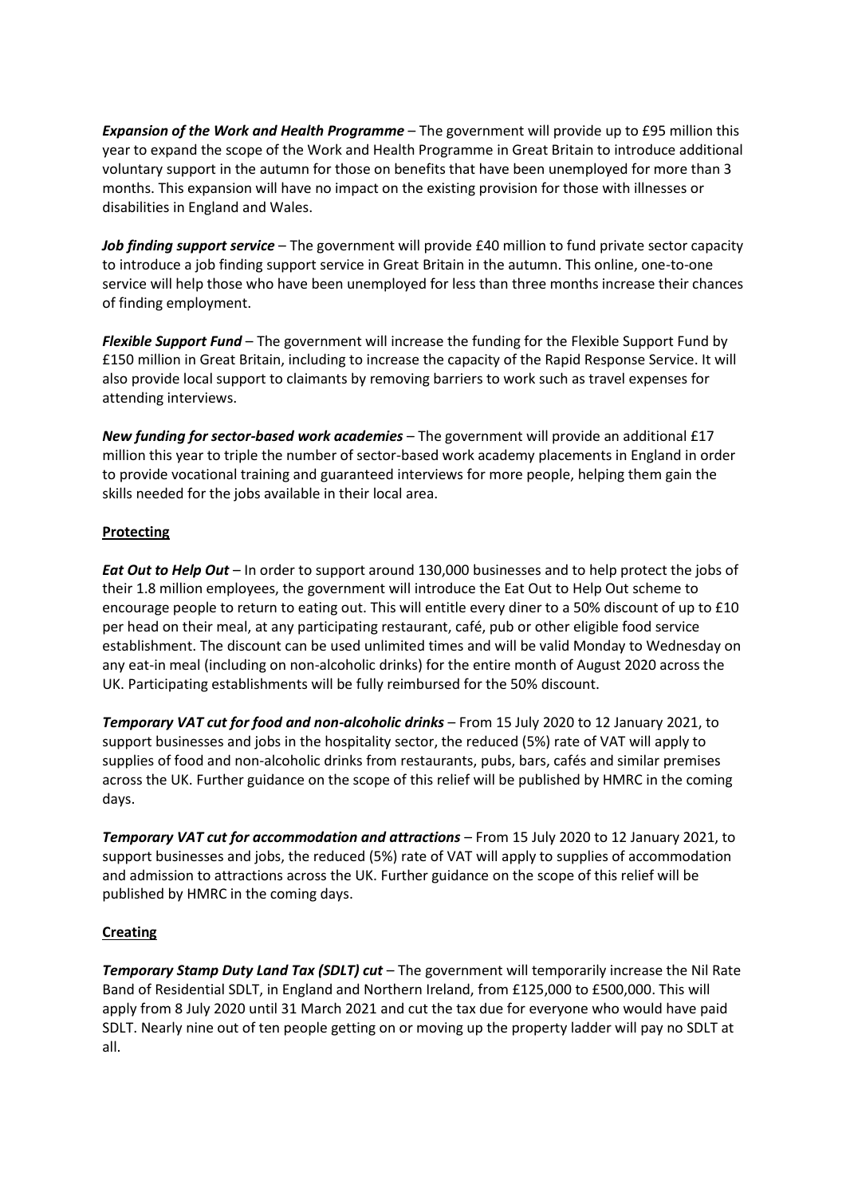***Expansion of the Work and Health Programme*** – The government will provide up to £95 million this year to expand the scope of the Work and Health Programme in Great Britain to introduce additional voluntary support in the autumn for those on benefits that have been unemployed for more than 3 months. This expansion will have no impact on the existing provision for those with illnesses or disabilities in England and Wales.

***Job finding support service*** – The government will provide £40 million to fund private sector capacity to introduce a job finding support service in Great Britain in the autumn. This online, one-to-one service will help those who have been unemployed for less than three months increase their chances of finding employment.

***Flexible Support Fund*** – The government will increase the funding for the Flexible Support Fund by £150 million in Great Britain, including to increase the capacity of the Rapid Response Service. It will also provide local support to claimants by removing barriers to work such as travel expenses for attending interviews.

***New funding for sector-based work academies*** – The government will provide an additional £17 million this year to triple the number of sector-based work academy placements in England in order to provide vocational training and guaranteed interviews for more people, helping them gain the skills needed for the jobs available in their local area.

**Protecting**

***Eat Out to Help Out*** – In order to support around 130,000 businesses and to help protect the jobs of their 1.8 million employees, the government will introduce the Eat Out to Help Out scheme to encourage people to return to eating out. This will entitle every diner to a 50% discount of up to £10 per head on their meal, at any participating restaurant, café, pub or other eligible food service establishment. The discount can be used unlimited times and will be valid Monday to Wednesday on any eat-in meal (including on non-alcoholic drinks) for the entire month of August 2020 across the UK. Participating establishments will be fully reimbursed for the 50% discount.

***Temporary VAT cut for food and non-alcoholic drinks*** – From 15 July 2020 to 12 January 2021, to support businesses and jobs in the hospitality sector, the reduced (5%) rate of VAT will apply to supplies of food and non-alcoholic drinks from restaurants, pubs, bars, cafés and similar premises across the UK. Further guidance on the scope of this relief will be published by HMRC in the coming days.

***Temporary VAT cut for accommodation and attractions*** – From 15 July 2020 to 12 January 2021, to support businesses and jobs, the reduced (5%) rate of VAT will apply to supplies of accommodation and admission to attractions across the UK. Further guidance on the scope of this relief will be published by HMRC in the coming days.

**Creating**

***Temporary Stamp Duty Land Tax (SDLT) cut*** – The government will temporarily increase the Nil Rate Band of Residential SDLT, in England and Northern Ireland, from £125,000 to £500,000. This will apply from 8 July 2020 until 31 March 2021 and cut the tax due for everyone who would have paid SDLT. Nearly nine out of ten people getting on or moving up the property ladder will pay no SDLT at all.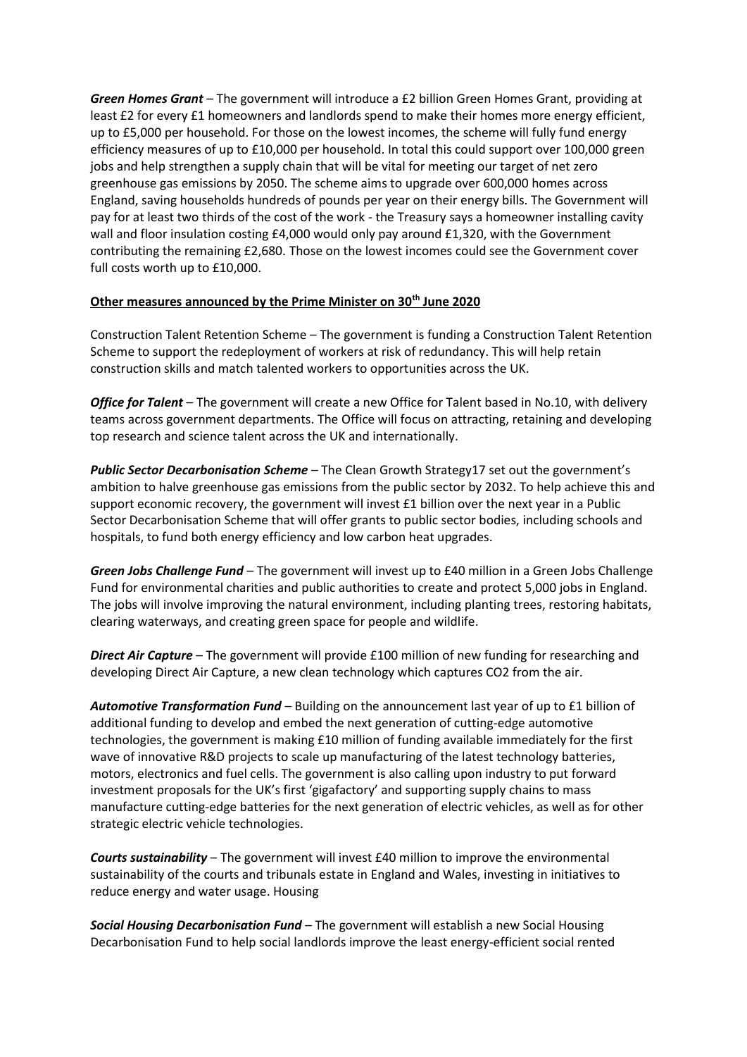***Green Homes Grant*** – The government will introduce a £2 billion Green Homes Grant, providing at least £2 for every £1 homeowners and landlords spend to make their homes more energy efficient, up to £5,000 per household. For those on the lowest incomes, the scheme will fully fund energy efficiency measures of up to £10,000 per household. In total this could support over 100,000 green jobs and help strengthen a supply chain that will be vital for meeting our target of net zero greenhouse gas emissions by 2050. The scheme aims to upgrade over 600,000 homes across England, saving households hundreds of pounds per year on their energy bills. The Government will pay for at least two thirds of the cost of the work - the Treasury says a homeowner installing cavity wall and floor insulation costing £4,000 would only pay around £1,320, with the Government contributing the remaining £2,680. Those on the lowest incomes could see the Government cover full costs worth up to £10,000.

**<u>Other measures announced by the Prime Minister on 30th June 2020</u>**

Construction Talent Retention Scheme – The government is funding a Construction Talent Retention Scheme to support the redeployment of workers at risk of redundancy. This will help retain construction skills and match talented workers to opportunities across the UK.

***Office for Talent*** – The government will create a new Office for Talent based in No.10, with delivery teams across government departments. The Office will focus on attracting, retaining and developing top research and science talent across the UK and internationally.

***Public Sector Decarbonisation Scheme*** – The Clean Growth Strategy17 set out the government's ambition to halve greenhouse gas emissions from the public sector by 2032. To help achieve this and support economic recovery, the government will invest £1 billion over the next year in a Public Sector Decarbonisation Scheme that will offer grants to public sector bodies, including schools and hospitals, to fund both energy efficiency and low carbon heat upgrades.

***Green Jobs Challenge Fund*** – The government will invest up to £40 million in a Green Jobs Challenge Fund for environmental charities and public authorities to create and protect 5,000 jobs in England. The jobs will involve improving the natural environment, including planting trees, restoring habitats, clearing waterways, and creating green space for people and wildlife.

***Direct Air Capture*** – The government will provide £100 million of new funding for researching and developing Direct Air Capture, a new clean technology which captures $CO_2$ from the air.

***Automotive Transformation Fund*** – Building on the announcement last year of up to £1 billion of additional funding to develop and embed the next generation of cutting-edge automotive technologies, the government is making £10 million of funding available immediately for the first wave of innovative R&D projects to scale up manufacturing of the latest technology batteries, motors, electronics and fuel cells. The government is also calling upon industry to put forward investment proposals for the UK's first 'gigafactory' and supporting supply chains to mass manufacture cutting-edge batteries for the next generation of electric vehicles, as well as for other strategic electric vehicle technologies.

***Courts sustainability*** – The government will invest £40 million to improve the environmental sustainability of the courts and tribunals estate in England and Wales, investing in initiatives to reduce energy and water usage. Housing

***Social Housing Decarbonisation Fund*** – The government will establish a new Social Housing Decarbonisation Fund to help social landlords improve the least energy-efficient social rented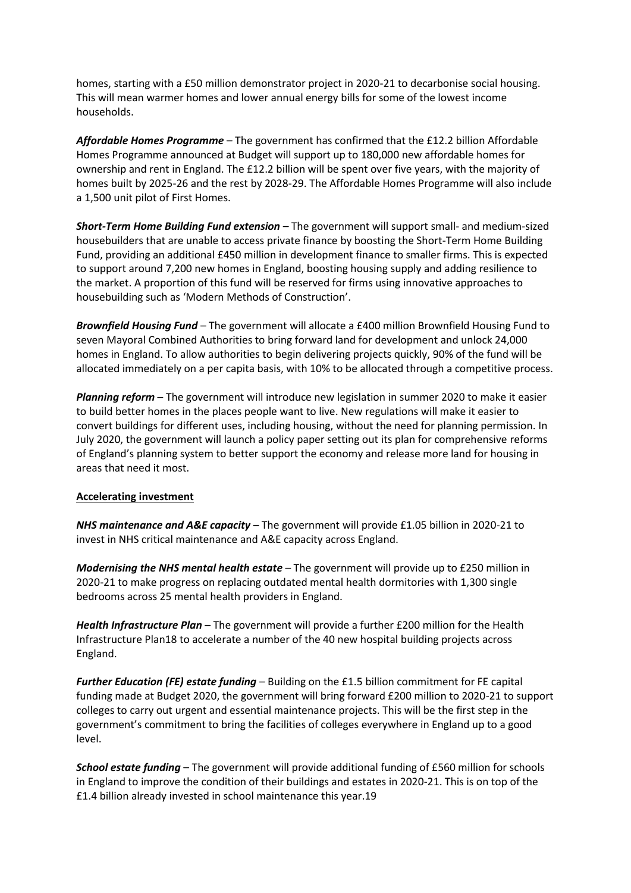homes, starting with a £50 million demonstrator project in 2020-21 to decarbonise social housing. This will mean warmer homes and lower annual energy bills for some of the lowest income households.

***Affordable Homes Programme*** – The government has confirmed that the £12.2 billion Affordable Homes Programme announced at Budget will support up to 180,000 new affordable homes for ownership and rent in England. The £12.2 billion will be spent over five years, with the majority of homes built by 2025-26 and the rest by 2028-29. The Affordable Homes Programme will also include a 1,500 unit pilot of First Homes.

***Short-Term Home Building Fund extension*** – The government will support small- and medium-sized housebuilders that are unable to access private finance by boosting the Short-Term Home Building Fund, providing an additional £450 million in development finance to smaller firms. This is expected to support around 7,200 new homes in England, boosting housing supply and adding resilience to the market. A proportion of this fund will be reserved for firms using innovative approaches to housebuilding such as 'Modern Methods of Construction'.

***Brownfield Housing Fund*** – The government will allocate a £400 million Brownfield Housing Fund to seven Mayoral Combined Authorities to bring forward land for development and unlock 24,000 homes in England. To allow authorities to begin delivering projects quickly, 90% of the fund will be allocated immediately on a per capita basis, with 10% to be allocated through a competitive process.

***Planning reform*** – The government will introduce new legislation in summer 2020 to make it easier to build better homes in the places people want to live. New regulations will make it easier to convert buildings for different uses, including housing, without the need for planning permission. In July 2020, the government will launch a policy paper setting out its plan for comprehensive reforms of England's planning system to better support the economy and release more land for housing in areas that need it most.

**Accelerating investment**

***NHS maintenance and A&E capacity*** – The government will provide £1.05 billion in 2020-21 to invest in NHS critical maintenance and A&E capacity across England.

***Modernising the NHS mental health estate*** – The government will provide up to £250 million in 2020-21 to make progress on replacing outdated mental health dormitories with 1,300 single bedrooms across 25 mental health providers in England.

***Health Infrastructure Plan*** – The government will provide a further £200 million for the Health Infrastructure Plan[18] to accelerate a number of the 40 new hospital building projects across England.

***Further Education (FE) estate funding*** – Building on the £1.5 billion commitment for FE capital funding made at Budget 2020, the government will bring forward £200 million to 2020-21 to support colleges to carry out urgent and essential maintenance projects. This will be the first step in the government's commitment to bring the facilities of colleges everywhere in England up to a good level.

***School estate funding*** – The government will provide additional funding of £560 million for schools in England to improve the condition of their buildings and estates in 2020-21. This is on top of the £1.4 billion already invested in school maintenance this year.[19]